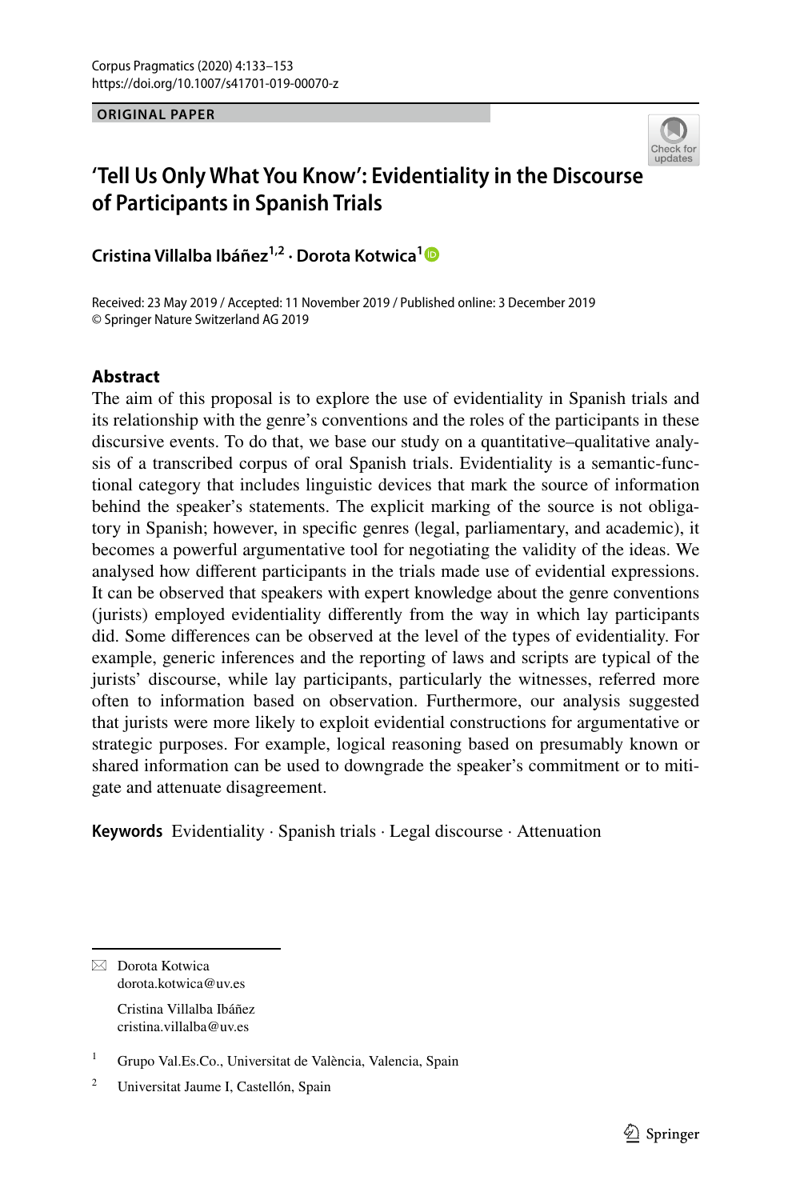ORIGINAL PAPER

# 'Tell Us Only What You Know': Evidentiality in the Discourse of Participants in Spanish Trials

**Cristina Villalba Ibáñez**[1,2] **· Dorota Kotwica**[1]

Received: 23 May 2019 / Accepted: 11 November 2019 / Published online: 3 December 2019
© Springer Nature Switzerland AG 2019

## Abstract

The aim of this proposal is to explore the use of evidentiality in Spanish trials and its relationship with the genre's conventions and the roles of the participants in these discursive events. To do that, we base our study on a quantitative–qualitative analysis of a transcribed corpus of oral Spanish trials. Evidentiality is a semantic-functional category that includes linguistic devices that mark the source of information behind the speaker's statements. The explicit marking of the source is not obligatory in Spanish; however, in specific genres (legal, parliamentary, and academic), it becomes a powerful argumentative tool for negotiating the validity of the ideas. We analysed how different participants in the trials made use of evidential expressions. It can be observed that speakers with expert knowledge about the genre conventions (jurists) employed evidentiality differently from the way in which lay participants did. Some differences can be observed at the level of the types of evidentiality. For example, generic inferences and the reporting of laws and scripts are typical of the jurists' discourse, while lay participants, particularly the witnesses, referred more often to information based on observation. Furthermore, our analysis suggested that jurists were more likely to exploit evidential constructions for argumentative or strategic purposes. For example, logical reasoning based on presumably known or shared information can be used to downgrade the speaker's commitment or to mitigate and attenuate disagreement.

**Keywords** Evidentiality · Spanish trials · Legal discourse · Attenuation

---

✉ Dorota Kotwica
dorota.kotwica@uv.es

Cristina Villalba Ibáñez
cristina.villalba@uv.es

[1] Grupo Val.Es.Co., Universitat de València, Valencia, Spain

[2] Universitat Jaume I, Castellón, Spain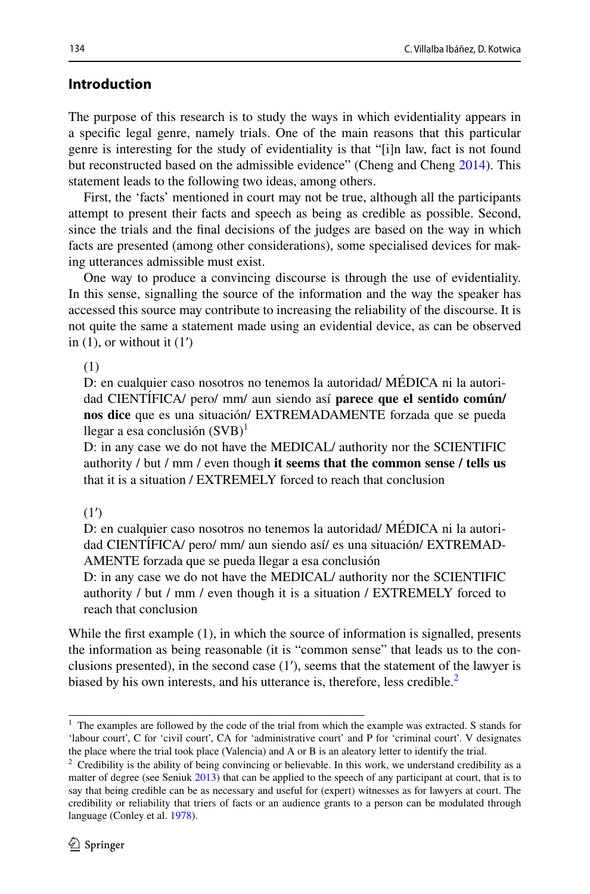## Introduction

The purpose of this research is to study the ways in which evidentiality appears in a specific legal genre, namely trials. One of the main reasons that this particular genre is interesting for the study of evidentiality is that "[i]n law, fact is not found but reconstructed based on the admissible evidence" (Cheng and Cheng 2014). This statement leads to the following two ideas, among others.

First, the 'facts' mentioned in court may not be true, although all the participants attempt to present their facts and speech as being as credible as possible. Second, since the trials and the final decisions of the judges are based on the way in which facts are presented (among other considerations), some specialised devices for making utterances admissible must exist.

One way to produce a convincing discourse is through the use of evidentiality. In this sense, signalling the source of the information and the way the speaker has accessed this source may contribute to increasing the reliability of the discourse. It is not quite the same a statement made using an evidential device, as can be observed in (1), or without it (1′)

(1)

D: en cualquier caso nosotros no tenemos la autoridad/ MÉDICA ni la autoridad CIENTÍFICA/ pero/ mm/ aun siendo así **parece que el sentido común/ nos dice** que es una situación/ EXTREMADAMENTE forzada que se pueda llegar a esa conclusión (SVB)[1]

D: in any case we do not have the MEDICAL/ authority nor the SCIENTIFIC authority / but / mm / even though **it seems that the common sense / tells us** that it is a situation / EXTREMELY forced to reach that conclusion

(1′)

D: en cualquier caso nosotros no tenemos la autoridad/ MÉDICA ni la autoridad CIENTÍFICA/ pero/ mm/ aun siendo así/ es una situación/ EXTREMADAMENTE forzada que se pueda llegar a esa conclusión

D: in any case we do not have the MEDICAL/ authority nor the SCIENTIFIC authority / but / mm / even though it is a situation / EXTREMELY forced to reach that conclusion

While the first example (1), in which the source of information is signalled, presents the information as being reasonable (it is "common sense" that leads us to the conclusions presented), in the second case (1′), seems that the statement of the lawyer is biased by his own interests, and his utterance is, therefore, less credible.[2]

---

[1] The examples are followed by the code of the trial from which the example was extracted. S stands for 'labour court', C for 'civil court', CA for 'administrative court' and P for 'criminal court'. V designates the place where the trial took place (Valencia) and A or B is an aleatory letter to identify the trial.

[2] Credibility is the ability of being convincing or believable. In this work, we understand credibility as a matter of degree (see Seniuk 2013) that can be applied to the speech of any participant at court, that is to say that being credible can be as necessary and useful for (expert) witnesses as for lawyers at court. The credibility or reliability that triers of facts or an audience grants to a person can be modulated through language (Conley et al. 1978).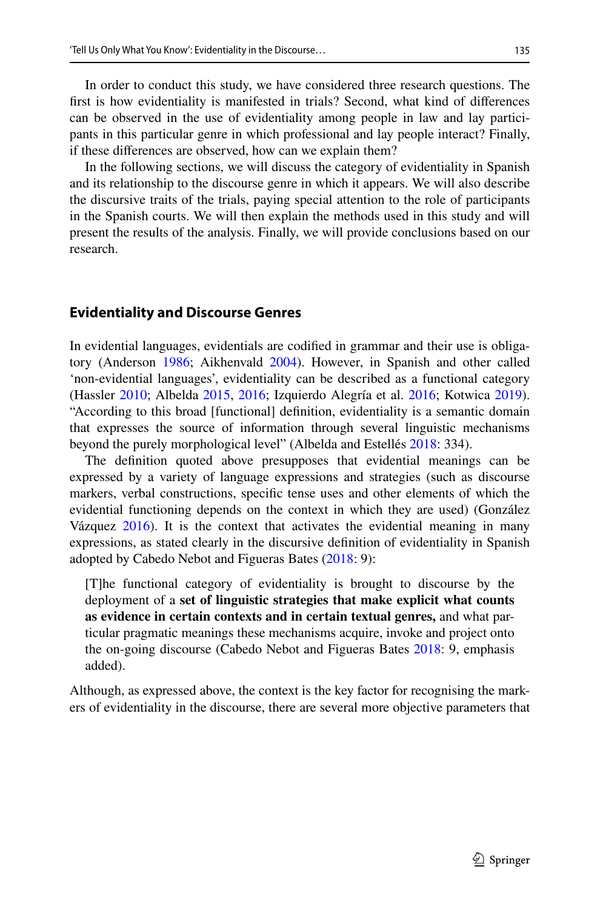In order to conduct this study, we have considered three research questions. The first is how evidentiality is manifested in trials? Second, what kind of differences can be observed in the use of evidentiality among people in law and lay participants in this particular genre in which professional and lay people interact? Finally, if these differences are observed, how can we explain them?

In the following sections, we will discuss the category of evidentiality in Spanish and its relationship to the discourse genre in which it appears. We will also describe the discursive traits of the trials, paying special attention to the role of participants in the Spanish courts. We will then explain the methods used in this study and will present the results of the analysis. Finally, we will provide conclusions based on our research.

## Evidentiality and Discourse Genres

In evidential languages, evidentials are codified in grammar and their use is obligatory (Anderson 1986; Aikhenvald 2004). However, in Spanish and other called 'non-evidential languages', evidentiality can be described as a functional category (Hassler 2010; Albelda 2015, 2016; Izquierdo Alegría et al. 2016; Kotwica 2019). "According to this broad [functional] definition, evidentiality is a semantic domain that expresses the source of information through several linguistic mechanisms beyond the purely morphological level" (Albelda and Estellés 2018: 334).

The definition quoted above presupposes that evidential meanings can be expressed by a variety of language expressions and strategies (such as discourse markers, verbal constructions, specific tense uses and other elements of which the evidential functioning depends on the context in which they are used) (González Vázquez 2016). It is the context that activates the evidential meaning in many expressions, as stated clearly in the discursive definition of evidentiality in Spanish adopted by Cabedo Nebot and Figueras Bates (2018: 9):

> [T]he functional category of evidentiality is brought to discourse by the deployment of a **set of linguistic strategies that make explicit what counts as evidence in certain contexts and in certain textual genres,** and what particular pragmatic meanings these mechanisms acquire, invoke and project onto the on-going discourse (Cabedo Nebot and Figueras Bates 2018: 9, emphasis added).

Although, as expressed above, the context is the key factor for recognising the markers of evidentiality in the discourse, there are several more objective parameters that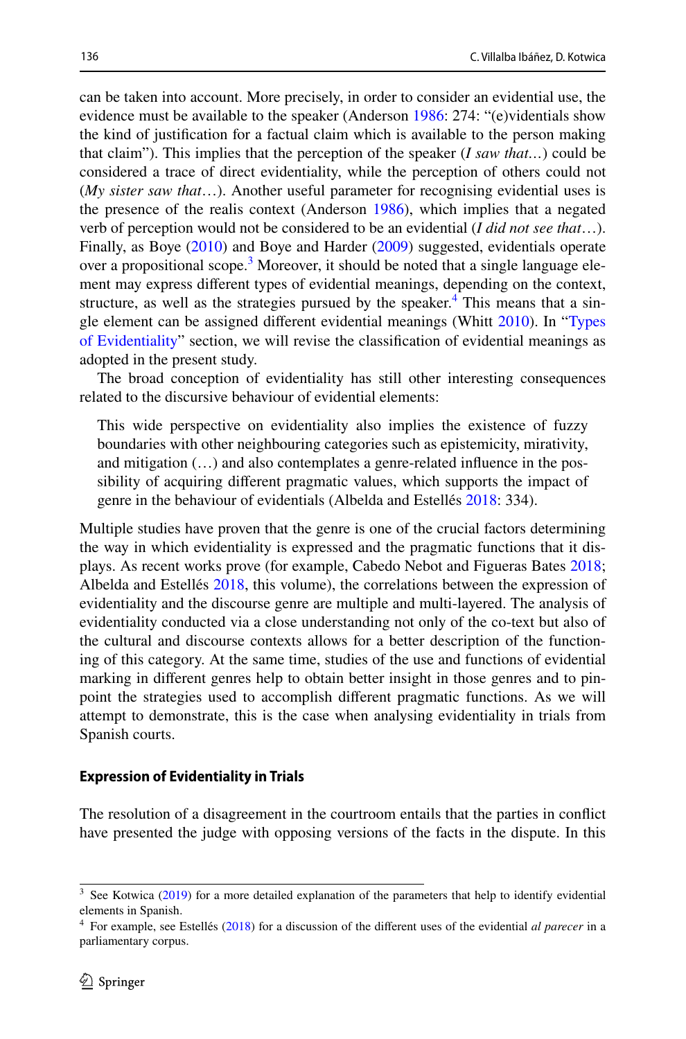can be taken into account. More precisely, in order to consider an evidential use, the evidence must be available to the speaker (Anderson 1986: 274: "(e)videntials show the kind of justification for a factual claim which is available to the person making that claim"). This implies that the perception of the speaker (*I saw that*…) could be considered a trace of direct evidentiality, while the perception of others could not (*My sister saw that*…). Another useful parameter for recognising evidential uses is the presence of the realis context (Anderson 1986), which implies that a negated verb of perception would not be considered to be an evidential (*I did not see that*…). Finally, as Boye (2010) and Boye and Harder (2009) suggested, evidentials operate over a propositional scope.[3] Moreover, it should be noted that a single language element may express different types of evidential meanings, depending on the context, structure, as well as the strategies pursued by the speaker.[4] This means that a single element can be assigned different evidential meanings (Whitt 2010). In "Types of Evidentiality" section, we will revise the classification of evidential meanings as adopted in the present study.

The broad conception of evidentiality has still other interesting consequences related to the discursive behaviour of evidential elements:

> This wide perspective on evidentiality also implies the existence of fuzzy boundaries with other neighbouring categories such as epistemicity, mirativity, and mitigation (…) and also contemplates a genre-related influence in the possibility of acquiring different pragmatic values, which supports the impact of genre in the behaviour of evidentials (Albelda and Estellés 2018: 334).

Multiple studies have proven that the genre is one of the crucial factors determining the way in which evidentiality is expressed and the pragmatic functions that it displays. As recent works prove (for example, Cabedo Nebot and Figueras Bates 2018; Albelda and Estellés 2018, this volume), the correlations between the expression of evidentiality and the discourse genre are multiple and multi-layered. The analysis of evidentiality conducted via a close understanding not only of the co-text but also of the cultural and discourse contexts allows for a better description of the functioning of this category. At the same time, studies of the use and functions of evidential marking in different genres help to obtain better insight in those genres and to pinpoint the strategies used to accomplish different pragmatic functions. As we will attempt to demonstrate, this is the case when analysing evidentiality in trials from Spanish courts.

### Expression of Evidentiality in Trials

The resolution of a disagreement in the courtroom entails that the parties in conflict have presented the judge with opposing versions of the facts in the dispute. In this

---

[3] See Kotwica (2019) for a more detailed explanation of the parameters that help to identify evidential elements in Spanish.

[4] For example, see Estellés (2018) for a discussion of the different uses of the evidential *al parecer* in a parliamentary corpus.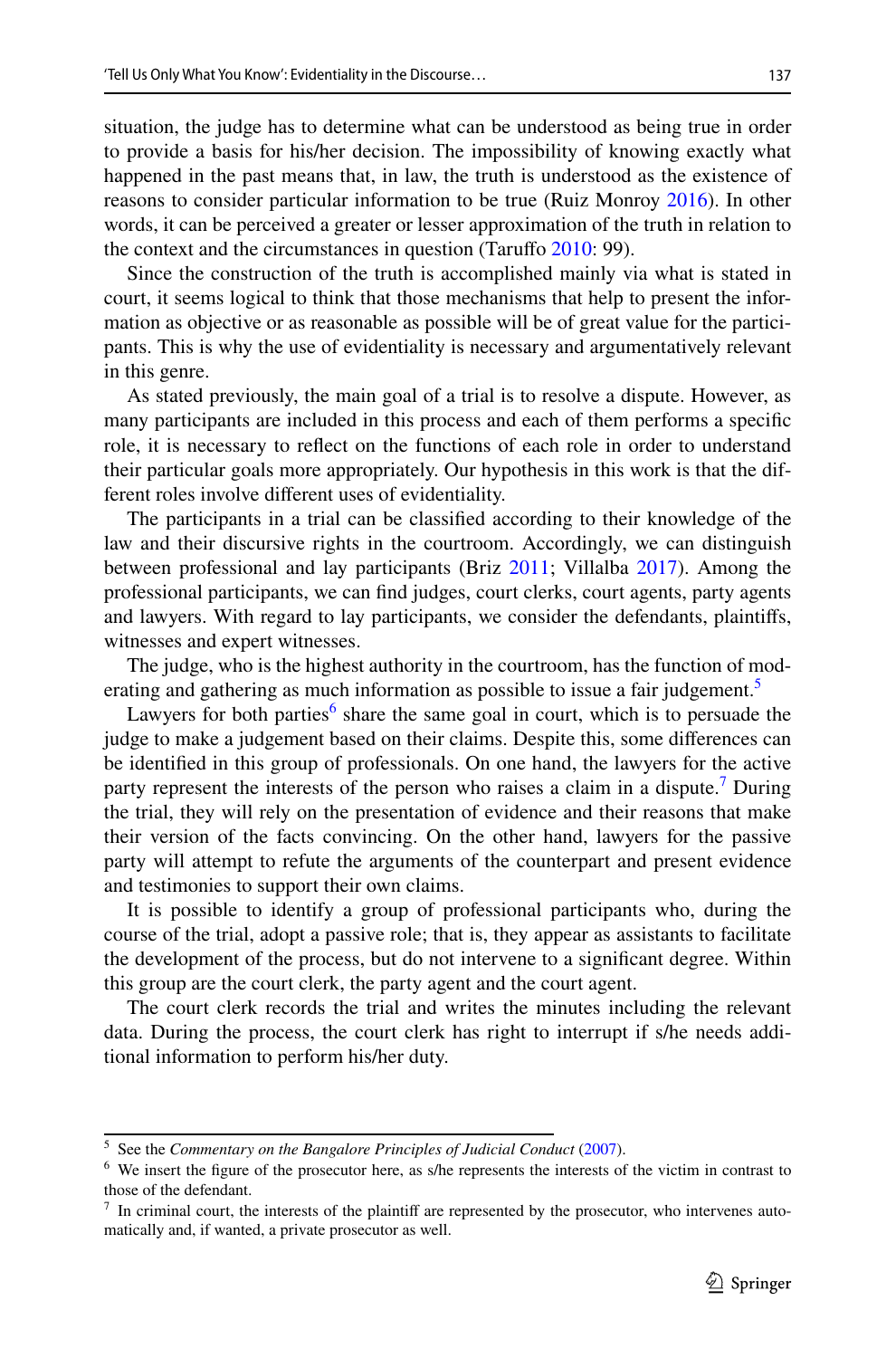situation, the judge has to determine what can be understood as being true in order to provide a basis for his/her decision. The impossibility of knowing exactly what happened in the past means that, in law, the truth is understood as the existence of reasons to consider particular information to be true (Ruiz Monroy 2016). In other words, it can be perceived a greater or lesser approximation of the truth in relation to the context and the circumstances in question (Taruffo 2010: 99).

Since the construction of the truth is accomplished mainly via what is stated in court, it seems logical to think that those mechanisms that help to present the information as objective or as reasonable as possible will be of great value for the participants. This is why the use of evidentiality is necessary and argumentatively relevant in this genre.

As stated previously, the main goal of a trial is to resolve a dispute. However, as many participants are included in this process and each of them performs a specific role, it is necessary to reflect on the functions of each role in order to understand their particular goals more appropriately. Our hypothesis in this work is that the different roles involve different uses of evidentiality.

The participants in a trial can be classified according to their knowledge of the law and their discursive rights in the courtroom. Accordingly, we can distinguish between professional and lay participants (Briz 2011; Villalba 2017). Among the professional participants, we can find judges, court clerks, court agents, party agents and lawyers. With regard to lay participants, we consider the defendants, plaintiffs, witnesses and expert witnesses.

The judge, who is the highest authority in the courtroom, has the function of moderating and gathering as much information as possible to issue a fair judgement.[5]

Lawyers for both parties[6] share the same goal in court, which is to persuade the judge to make a judgement based on their claims. Despite this, some differences can be identified in this group of professionals. On one hand, the lawyers for the active party represent the interests of the person who raises a claim in a dispute.[7] During the trial, they will rely on the presentation of evidence and their reasons that make their version of the facts convincing. On the other hand, lawyers for the passive party will attempt to refute the arguments of the counterpart and present evidence and testimonies to support their own claims.

It is possible to identify a group of professional participants who, during the course of the trial, adopt a passive role; that is, they appear as assistants to facilitate the development of the process, but do not intervene to a significant degree. Within this group are the court clerk, the party agent and the court agent.

The court clerk records the trial and writes the minutes including the relevant data. During the process, the court clerk has right to interrupt if s/he needs additional information to perform his/her duty.

---

[5] See the *Commentary on the Bangalore Principles of Judicial Conduct* (2007).

[6] We insert the figure of the prosecutor here, as s/he represents the interests of the victim in contrast to those of the defendant.

[7] In criminal court, the interests of the plaintiff are represented by the prosecutor, who intervenes automatically and, if wanted, a private prosecutor as well.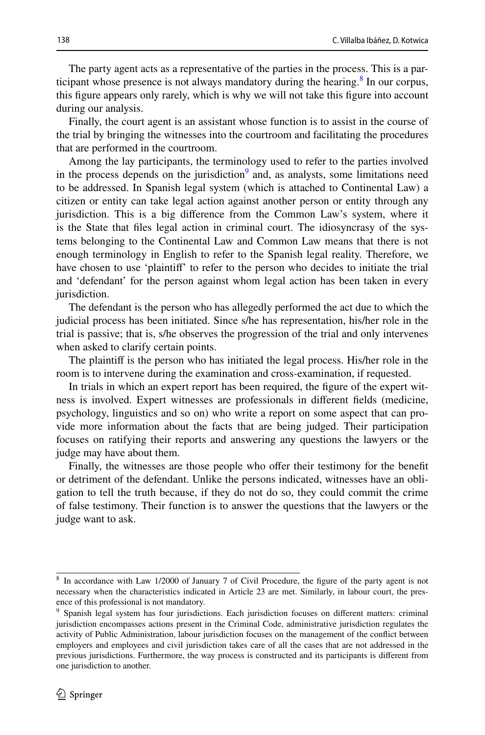The party agent acts as a representative of the parties in the process. This is a participant whose presence is not always mandatory during the hearing.[8] In our corpus, this figure appears only rarely, which is why we will not take this figure into account during our analysis.

Finally, the court agent is an assistant whose function is to assist in the course of the trial by bringing the witnesses into the courtroom and facilitating the procedures that are performed in the courtroom.

Among the lay participants, the terminology used to refer to the parties involved in the process depends on the jurisdiction[9] and, as analysts, some limitations need to be addressed. In Spanish legal system (which is attached to Continental Law) a citizen or entity can take legal action against another person or entity through any jurisdiction. This is a big difference from the Common Law's system, where it is the State that files legal action in criminal court. The idiosyncrasy of the systems belonging to the Continental Law and Common Law means that there is not enough terminology in English to refer to the Spanish legal reality. Therefore, we have chosen to use 'plaintiff' to refer to the person who decides to initiate the trial and 'defendant' for the person against whom legal action has been taken in every jurisdiction.

The defendant is the person who has allegedly performed the act due to which the judicial process has been initiated. Since s/he has representation, his/her role in the trial is passive; that is, s/he observes the progression of the trial and only intervenes when asked to clarify certain points.

The plaintiff is the person who has initiated the legal process. His/her role in the room is to intervene during the examination and cross-examination, if requested.

In trials in which an expert report has been required, the figure of the expert witness is involved. Expert witnesses are professionals in different fields (medicine, psychology, linguistics and so on) who write a report on some aspect that can provide more information about the facts that are being judged. Their participation focuses on ratifying their reports and answering any questions the lawyers or the judge may have about them.

Finally, the witnesses are those people who offer their testimony for the benefit or detriment of the defendant. Unlike the persons indicated, witnesses have an obligation to tell the truth because, if they do not do so, they could commit the crime of false testimony. Their function is to answer the questions that the lawyers or the judge want to ask.

---

[8] In accordance with Law 1/2000 of January 7 of Civil Procedure, the figure of the party agent is not necessary when the characteristics indicated in Article 23 are met. Similarly, in labour court, the presence of this professional is not mandatory.

[9] Spanish legal system has four jurisdictions. Each jurisdiction focuses on different matters: criminal jurisdiction encompasses actions present in the Criminal Code, administrative jurisdiction regulates the activity of Public Administration, labour jurisdiction focuses on the management of the conflict between employers and employees and civil jurisdiction takes care of all the cases that are not addressed in the previous jurisdictions. Furthermore, the way process is constructed and its participants is different from one jurisdiction to another.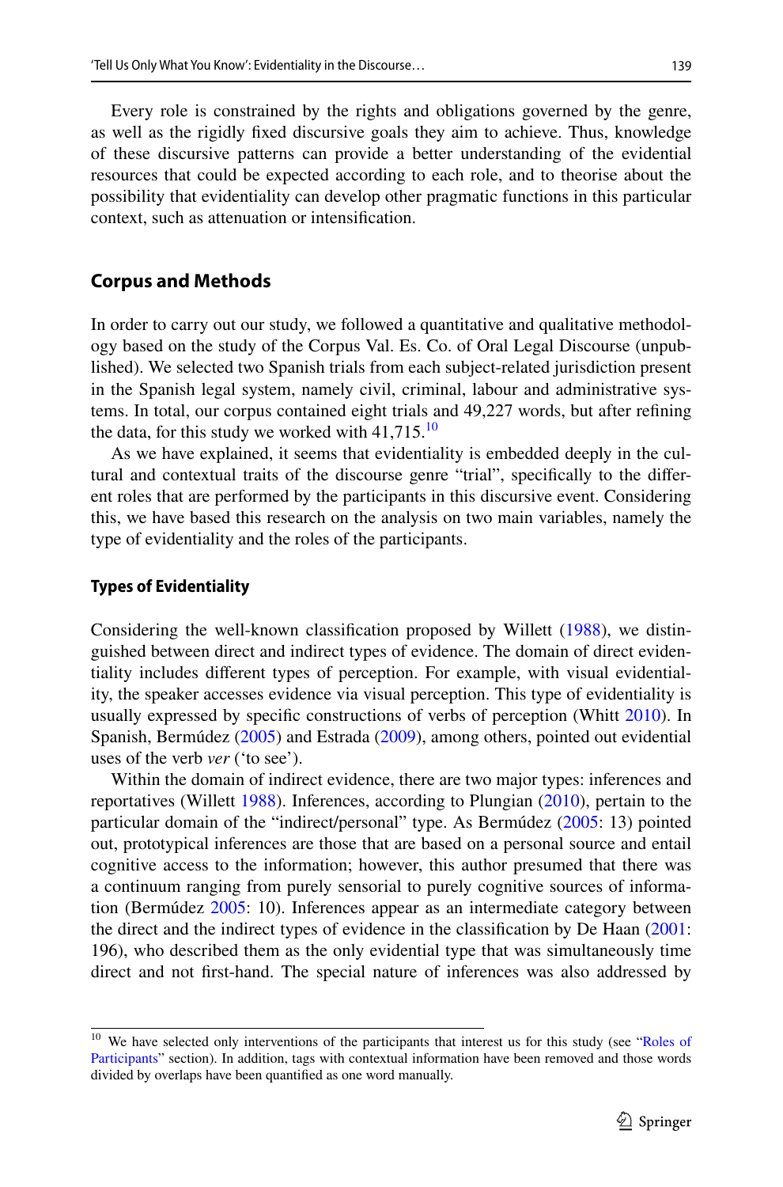Every role is constrained by the rights and obligations governed by the genre, as well as the rigidly fixed discursive goals they aim to achieve. Thus, knowledge of these discursive patterns can provide a better understanding of the evidential resources that could be expected according to each role, and to theorise about the possibility that evidentiality can develop other pragmatic functions in this particular context, such as attenuation or intensification.

## Corpus and Methods

In order to carry out our study, we followed a quantitative and qualitative methodology based on the study of the Corpus Val. Es. Co. of Oral Legal Discourse (unpublished). We selected two Spanish trials from each subject-related jurisdiction present in the Spanish legal system, namely civil, criminal, labour and administrative systems. In total, our corpus contained eight trials and 49,227 words, but after refining the data, for this study we worked with 41,715.[10]

As we have explained, it seems that evidentiality is embedded deeply in the cultural and contextual traits of the discourse genre "trial", specifically to the different roles that are performed by the participants in this discursive event. Considering this, we have based this research on the analysis on two main variables, namely the type of evidentiality and the roles of the participants.

### Types of Evidentiality

Considering the well-known classification proposed by Willett (1988), we distinguished between direct and indirect types of evidence. The domain of direct evidentiality includes different types of perception. For example, with visual evidentiality, the speaker accesses evidence via visual perception. This type of evidentiality is usually expressed by specific constructions of verbs of perception (Whitt 2010). In Spanish, Bermúdez (2005) and Estrada (2009), among others, pointed out evidential uses of the verb *ver* ('to see').

Within the domain of indirect evidence, there are two major types: inferences and reportatives (Willett 1988). Inferences, according to Plungian (2010), pertain to the particular domain of the "indirect/personal" type. As Bermúdez (2005: 13) pointed out, prototypical inferences are those that are based on a personal source and entail cognitive access to the information; however, this author presumed that there was a continuum ranging from purely sensorial to purely cognitive sources of information (Bermúdez 2005: 10). Inferences appear as an intermediate category between the direct and the indirect types of evidence in the classification by De Haan (2001: 196), who described them as the only evidential type that was simultaneously time direct and not first-hand. The special nature of inferences was also addressed by

[10] We have selected only interventions of the participants that interest us for this study (see "Roles of Participants" section). In addition, tags with contextual information have been removed and those words divided by overlaps have been quantified as one word manually.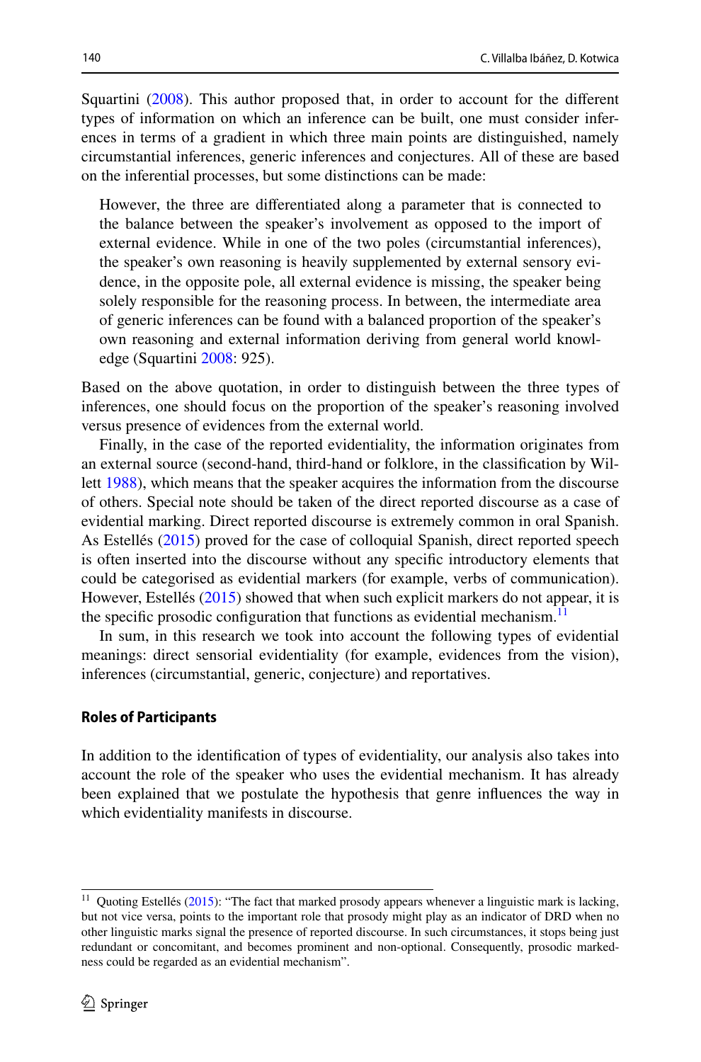Squartini (2008). This author proposed that, in order to account for the different types of information on which an inference can be built, one must consider inferences in terms of a gradient in which three main points are distinguished, namely circumstantial inferences, generic inferences and conjectures. All of these are based on the inferential processes, but some distinctions can be made:

> However, the three are differentiated along a parameter that is connected to the balance between the speaker's involvement as opposed to the import of external evidence. While in one of the two poles (circumstantial inferences), the speaker's own reasoning is heavily supplemented by external sensory evidence, in the opposite pole, all external evidence is missing, the speaker being solely responsible for the reasoning process. In between, the intermediate area of generic inferences can be found with a balanced proportion of the speaker's own reasoning and external information deriving from general world knowledge (Squartini 2008: 925).

Based on the above quotation, in order to distinguish between the three types of inferences, one should focus on the proportion of the speaker's reasoning involved versus presence of evidences from the external world.

Finally, in the case of the reported evidentiality, the information originates from an external source (second-hand, third-hand or folklore, in the classification by Willett 1988), which means that the speaker acquires the information from the discourse of others. Special note should be taken of the direct reported discourse as a case of evidential marking. Direct reported discourse is extremely common in oral Spanish. As Estellés (2015) proved for the case of colloquial Spanish, direct reported speech is often inserted into the discourse without any specific introductory elements that could be categorised as evidential markers (for example, verbs of communication). However, Estellés (2015) showed that when such explicit markers do not appear, it is the specific prosodic configuration that functions as evidential mechanism.[11]

In sum, in this research we took into account the following types of evidential meanings: direct sensorial evidentiality (for example, evidences from the vision), inferences (circumstantial, generic, conjecture) and reportatives.

#### Roles of Participants

In addition to the identification of types of evidentiality, our analysis also takes into account the role of the speaker who uses the evidential mechanism. It has already been explained that we postulate the hypothesis that genre influences the way in which evidentiality manifests in discourse.

---

[11] Quoting Estellés (2015): "The fact that marked prosody appears whenever a linguistic mark is lacking, but not vice versa, points to the important role that prosody might play as an indicator of DRD when no other linguistic marks signal the presence of reported discourse. In such circumstances, it stops being just redundant or concomitant, and becomes prominent and non-optional. Consequently, prosodic markedness could be regarded as an evidential mechanism".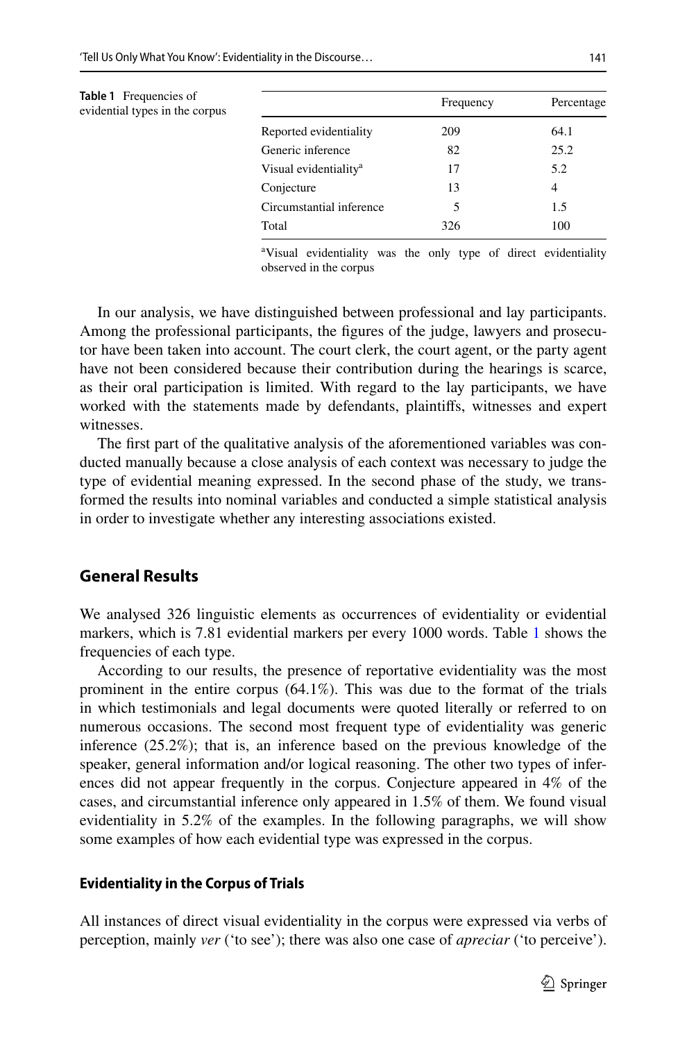**Table 1** Frequencies of evidential types in the corpus

| | Frequency | Percentage |
|---|---|---|
| Reported evidentiality | 209 | 64.1 |
| Generic inference | 82 | 25.2 |
| Visual evidentiality[a] | 17 | 5.2 |
| Conjecture | 13 | 4 |
| Circumstantial inference | 5 | 1.5 |
| Total | 326 | 100 |

[a]Visual evidentiality was the only type of direct evidentiality observed in the corpus

In our analysis, we have distinguished between professional and lay participants. Among the professional participants, the figures of the judge, lawyers and prosecutor have been taken into account. The court clerk, the court agent, or the party agent have not been considered because their contribution during the hearings is scarce, as their oral participation is limited. With regard to the lay participants, we have worked with the statements made by defendants, plaintiffs, witnesses and expert witnesses.

The first part of the qualitative analysis of the aforementioned variables was conducted manually because a close analysis of each context was necessary to judge the type of evidential meaning expressed. In the second phase of the study, we transformed the results into nominal variables and conducted a simple statistical analysis in order to investigate whether any interesting associations existed.

## General Results

We analysed 326 linguistic elements as occurrences of evidentiality or evidential markers, which is 7.81 evidential markers per every 1000 words. Table 1 shows the frequencies of each type.

According to our results, the presence of reportative evidentiality was the most prominent in the entire corpus (64.1%). This was due to the format of the trials in which testimonials and legal documents were quoted literally or referred to on numerous occasions. The second most frequent type of evidentiality was generic inference (25.2%); that is, an inference based on the previous knowledge of the speaker, general information and/or logical reasoning. The other two types of inferences did not appear frequently in the corpus. Conjecture appeared in 4% of the cases, and circumstantial inference only appeared in 1.5% of them. We found visual evidentiality in 5.2% of the examples. In the following paragraphs, we will show some examples of how each evidential type was expressed in the corpus.

### Evidentiality in the Corpus of Trials

All instances of direct visual evidentiality in the corpus were expressed via verbs of perception, mainly *ver* ('to see'); there was also one case of *apreciar* ('to perceive').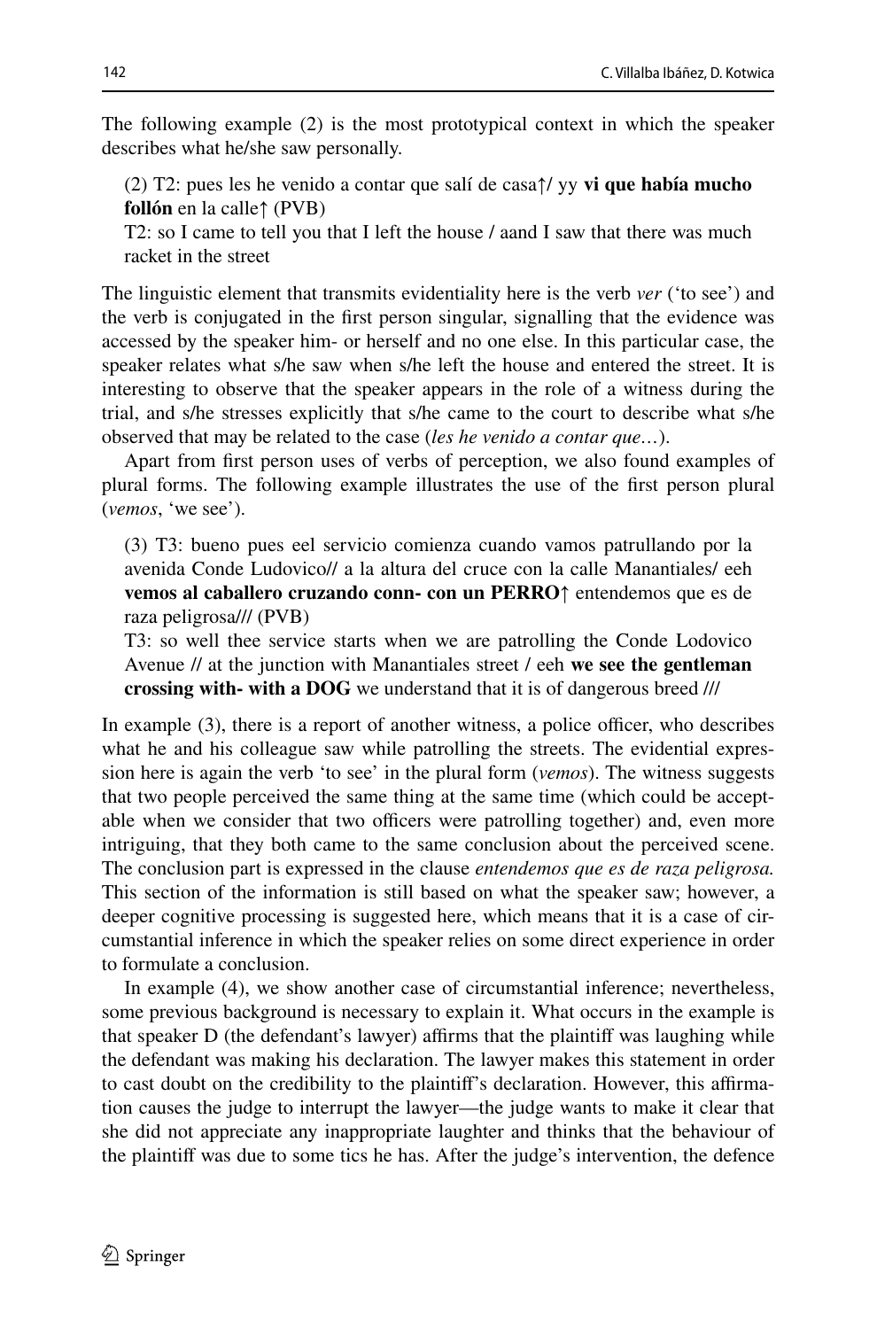The following example (2) is the most prototypical context in which the speaker describes what he/she saw personally.

(2) T2: pues les he venido a contar que salí de casa↑/ yy **vi que había mucho follón** en la calle↑ (PVB)
T2: so I came to tell you that I left the house / aand I saw that there was much racket in the street

The linguistic element that transmits evidentiality here is the verb *ver* ('to see') and the verb is conjugated in the first person singular, signalling that the evidence was accessed by the speaker him- or herself and no one else. In this particular case, the speaker relates what s/he saw when s/he left the house and entered the street. It is interesting to observe that the speaker appears in the role of a witness during the trial, and s/he stresses explicitly that s/he came to the court to describe what s/he observed that may be related to the case (*les he venido a contar que*…).

Apart from first person uses of verbs of perception, we also found examples of plural forms. The following example illustrates the use of the first person plural (*vemos*, 'we see').

(3) T3: bueno pues eel servicio comienza cuando vamos patrullando por la avenida Conde Ludovico// a la altura del cruce con la calle Manantiales/ eeh **vemos al caballero cruzando conn- con un PERRO↑** entendemos que es de raza peligrosa/// (PVB)
T3: so well thee service starts when we are patrolling the Conde Lodovico Avenue // at the junction with Manantiales street / eeh **we see the gentleman crossing with- with a DOG** we understand that it is of dangerous breed ///

In example (3), there is a report of another witness, a police officer, who describes what he and his colleague saw while patrolling the streets. The evidential expression here is again the verb 'to see' in the plural form (*vemos*). The witness suggests that two people perceived the same thing at the same time (which could be acceptable when we consider that two officers were patrolling together) and, even more intriguing, that they both came to the same conclusion about the perceived scene. The conclusion part is expressed in the clause *entendemos que es de raza peligrosa.* This section of the information is still based on what the speaker saw; however, a deeper cognitive processing is suggested here, which means that it is a case of circumstantial inference in which the speaker relies on some direct experience in order to formulate a conclusion.

In example (4), we show another case of circumstantial inference; nevertheless, some previous background is necessary to explain it. What occurs in the example is that speaker D (the defendant's lawyer) affirms that the plaintiff was laughing while the defendant was making his declaration. The lawyer makes this statement in order to cast doubt on the credibility to the plaintiff's declaration. However, this affirmation causes the judge to interrupt the lawyer—the judge wants to make it clear that she did not appreciate any inappropriate laughter and thinks that the behaviour of the plaintiff was due to some tics he has. After the judge's intervention, the defence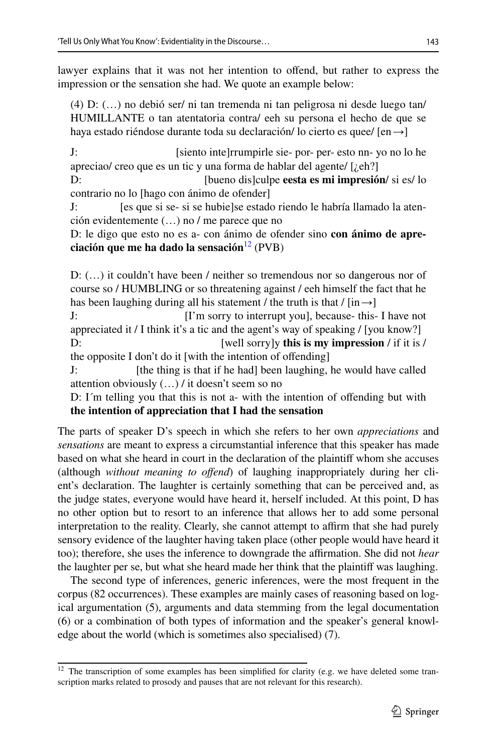lawyer explains that it was not her intention to offend, but rather to express the impression or the sensation she had. We quote an example below:

> (4) D: (…) no debió ser/ ni tan tremenda ni tan peligrosa ni desde luego tan/ HUMILLANTE o tan atentatoria contra/ eeh su persona el hecho de que se haya estado riéndose durante toda su declaración/ lo cierto es quee/ [en→]
>
> J: [siento inte]rrumpirle sie- por- per- esto nn- yo no lo he apreciao/ creo que es un tic y una forma de hablar del agente/ [¿eh?]
> D: [bueno dis]culpe **eesta es mi impresión/** si es/ lo contrario no lo [hago con ánimo de ofender]
> J: [es que si se- si se hubie]se estado riendo le habría llamado la atención evidentemente (…) no / me parece que no
> D: le digo que esto no es a- con ánimo de ofender sino **con ánimo de apreciación que me ha dado la sensación**[12] (PVB)
>
> D: (…) it couldn't have been / neither so tremendous nor so dangerous nor of course so / HUMBLING or so threatening against / eeh himself the fact that he has been laughing during all his statement / the truth is that / [in→]
> J: [I'm sorry to interrupt you], because- this- I have not appreciated it / I think it's a tic and the agent's way of speaking / [you know?]
> D: [well sorry]y **this is my impression /** if it is / the opposite I don't do it [with the intention of offending]
> J: [the thing is that if he had] been laughing, he would have called attention obviously (…) / it doesn't seem so no
> D: I´m telling you that this is not a- with the intention of offending but with **the intention of appreciation that I had the sensation**

The parts of speaker D's speech in which she refers to her own *appreciations* and *sensations* are meant to express a circumstantial inference that this speaker has made based on what she heard in court in the declaration of the plaintiff whom she accuses (although *without meaning to offend*) of laughing inappropriately during her client's declaration. The laughter is certainly something that can be perceived and, as the judge states, everyone would have heard it, herself included. At this point, D has no other option but to resort to an inference that allows her to add some personal interpretation to the reality. Clearly, she cannot attempt to affirm that she had purely sensory evidence of the laughter having taken place (other people would have heard it too); therefore, she uses the inference to downgrade the affirmation. She did not *hear* the laughter per se, but what she heard made her think that the plaintiff was laughing.

The second type of inferences, generic inferences, were the most frequent in the corpus (82 occurrences). These examples are mainly cases of reasoning based on logical argumentation (5), arguments and data stemming from the legal documentation (6) or a combination of both types of information and the speaker's general knowledge about the world (which is sometimes also specialised) (7).

[12] The transcription of some examples has been simplified for clarity (e.g. we have deleted some transcription marks related to prosody and pauses that are not relevant for this research).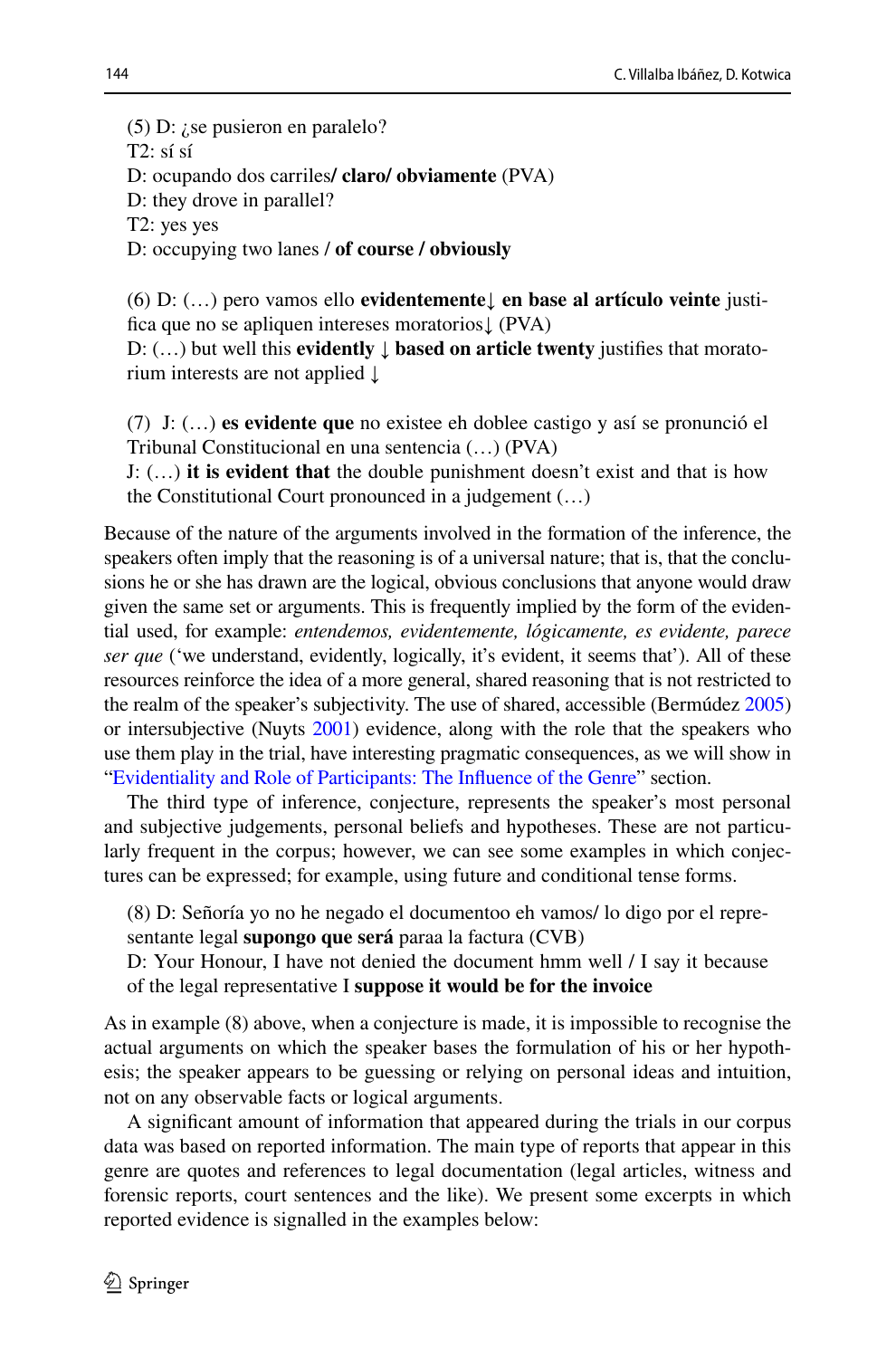(5) D: ¿se pusieron en paralelo?  
T2: sí sí  
D: ocupando dos carriles**/ claro/ obviamente** (PVA)  
D: they drove in parallel?  
T2: yes yes  
D: occupying two lanes **/ of course / obviously**

(6) D: (…) pero vamos ello **evidentemente↓ en base al artículo veinte** justifica que no se apliquen intereses moratorios↓ (PVA)  
D: (…) but well this **evidently ↓ based on article twenty** justifies that moratorium interests are not applied ↓

(7) J: (…) **es evidente que** no existee eh doblee castigo y así se pronunció el Tribunal Constitucional en una sentencia (…) (PVA)  
J: (…) **it is evident that** the double punishment doesn't exist and that is how the Constitutional Court pronounced in a judgement (…)

Because of the nature of the arguments involved in the formation of the inference, the speakers often imply that the reasoning is of a universal nature; that is, that the conclusions he or she has drawn are the logical, obvious conclusions that anyone would draw given the same set or arguments. This is frequently implied by the form of the evidential used, for example: *entendemos, evidentemente, lógicamente, es evidente, parece ser que* ('we understand, evidently, logically, it's evident, it seems that'). All of these resources reinforce the idea of a more general, shared reasoning that is not restricted to the realm of the speaker's subjectivity. The use of shared, accessible (Bermúdez 2005) or intersubjective (Nuyts 2001) evidence, along with the role that the speakers who use them play in the trial, have interesting pragmatic consequences, as we will show in "Evidentiality and Role of Participants: The Influence of the Genre" section.

The third type of inference, conjecture, represents the speaker's most personal and subjective judgements, personal beliefs and hypotheses. These are not particularly frequent in the corpus; however, we can see some examples in which conjectures can be expressed; for example, using future and conditional tense forms.

(8) D: Señoría yo no he negado el documentoo eh vamos/ lo digo por el representante legal **supongo que será** paraa la factura (CVB)  
D: Your Honour, I have not denied the document hmm well / I say it because of the legal representative I **suppose it would be for the invoice**

As in example (8) above, when a conjecture is made, it is impossible to recognise the actual arguments on which the speaker bases the formulation of his or her hypothesis; the speaker appears to be guessing or relying on personal ideas and intuition, not on any observable facts or logical arguments.

A significant amount of information that appeared during the trials in our corpus data was based on reported information. The main type of reports that appear in this genre are quotes and references to legal documentation (legal articles, witness and forensic reports, court sentences and the like). We present some excerpts in which reported evidence is signalled in the examples below: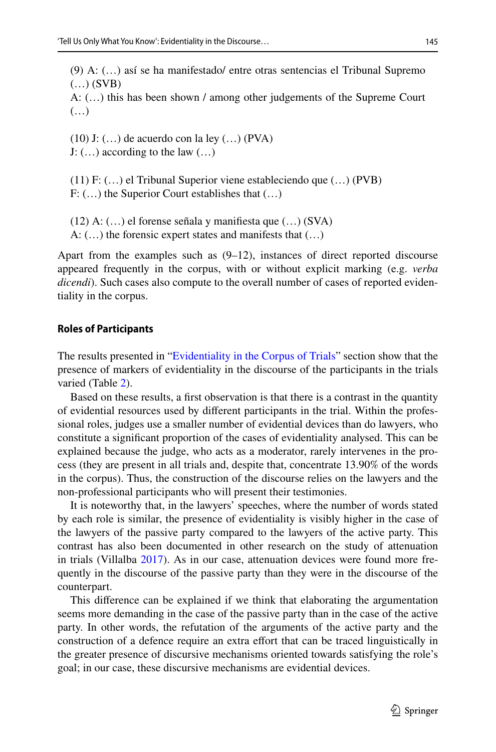(9) A: (…) así se ha manifestado/ entre otras sentencias el Tribunal Supremo (…) (SVB)
A: (…) this has been shown / among other judgements of the Supreme Court (…)

(10) J: (…) de acuerdo con la ley (…) (PVA)
J: (…) according to the law (…)

(11) F: (…) el Tribunal Superior viene estableciendo que (…) (PVB)
F: (…) the Superior Court establishes that (…)

(12) A: (…) el forense señala y manifiesta que (…) (SVA)
A: (…) the forensic expert states and manifests that (…)

Apart from the examples such as (9–12), instances of direct reported discourse appeared frequently in the corpus, with or without explicit marking (e.g. *verba dicendi*). Such cases also compute to the overall number of cases of reported evidentiality in the corpus.

#### Roles of Participants

The results presented in "Evidentiality in the Corpus of Trials" section show that the presence of markers of evidentiality in the discourse of the participants in the trials varied (Table 2).

Based on these results, a first observation is that there is a contrast in the quantity of evidential resources used by different participants in the trial. Within the professional roles, judges use a smaller number of evidential devices than do lawyers, who constitute a significant proportion of the cases of evidentiality analysed. This can be explained because the judge, who acts as a moderator, rarely intervenes in the process (they are present in all trials and, despite that, concentrate 13.90% of the words in the corpus). Thus, the construction of the discourse relies on the lawyers and the non-professional participants who will present their testimonies.

It is noteworthy that, in the lawyers' speeches, where the number of words stated by each role is similar, the presence of evidentiality is visibly higher in the case of the lawyers of the passive party compared to the lawyers of the active party. This contrast has also been documented in other research on the study of attenuation in trials (Villalba 2017). As in our case, attenuation devices were found more frequently in the discourse of the passive party than they were in the discourse of the counterpart.

This difference can be explained if we think that elaborating the argumentation seems more demanding in the case of the passive party than in the case of the active party. In other words, the refutation of the arguments of the active party and the construction of a defence require an extra effort that can be traced linguistically in the greater presence of discursive mechanisms oriented towards satisfying the role's goal; in our case, these discursive mechanisms are evidential devices.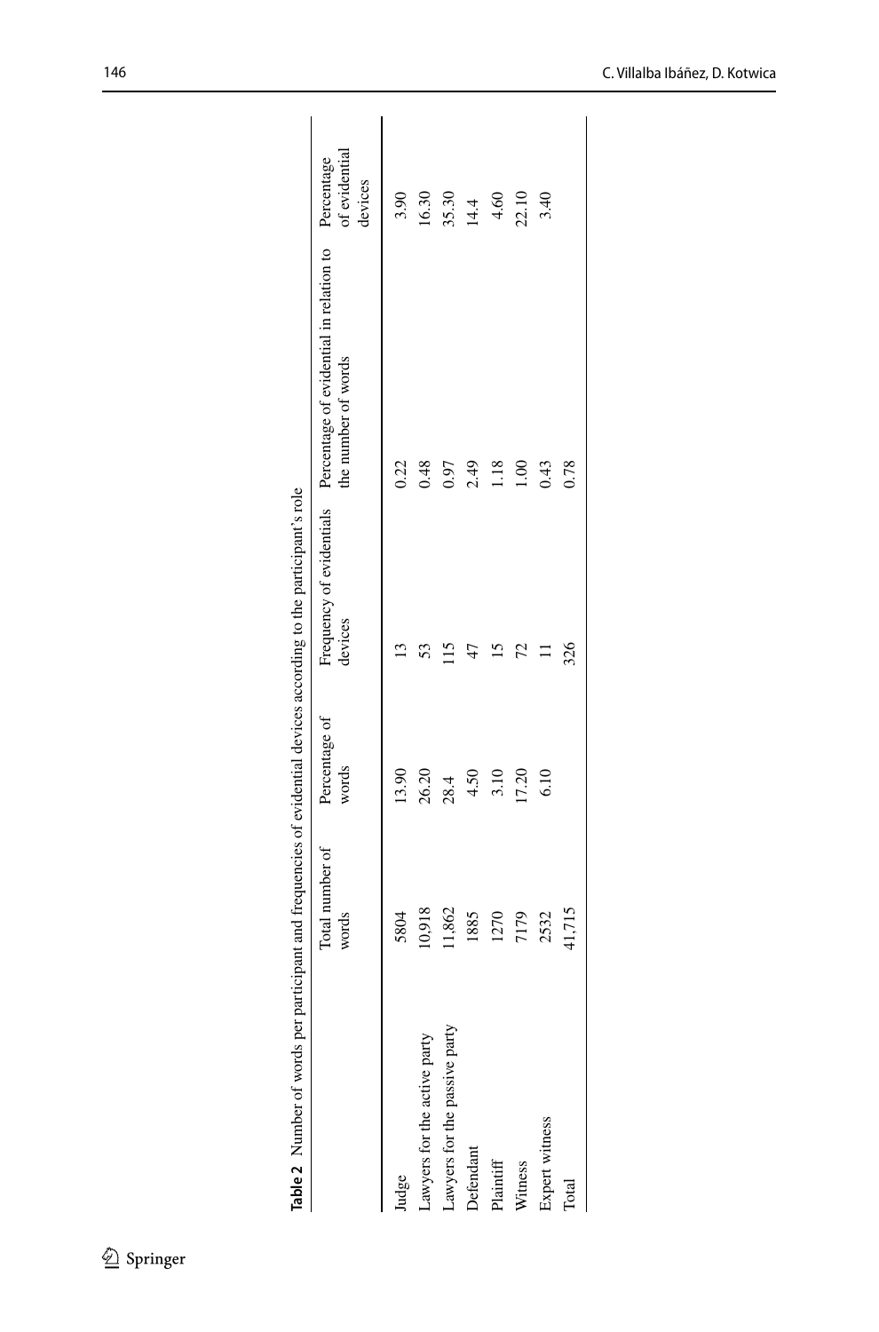**Table 2** Number of words per participant and frequencies of evidential devices according to the participant's role

| | Total number of words | Percentage of words | Frequency of evidentials devices | Percentage of evidential in relation to the number of words | Percentage of evidential devices |
|---|---|---|---|---|---|
| Judge | 5804 | 13.90 | 13 | 0.22 | 3.90 |
| Lawyers for the active party | 10,918 | 26.20 | 53 | 0.48 | 16.30 |
| Lawyers for the passive party | 11,862 | 28.4 | 115 | 0.97 | 35.30 |
| Defendant | 1885 | 4.50 | 47 | 2.49 | 14.4 |
| Plaintiff | 1270 | 3.10 | 15 | 1.18 | 4.60 |
| Witness | 7179 | 17.20 | 72 | 1.00 | 22.10 |
| Expert witness | 2532 | 6.10 | 11 | 0.43 | 3.40 |
| Total | 41,715 | | 326 | 0.78 | |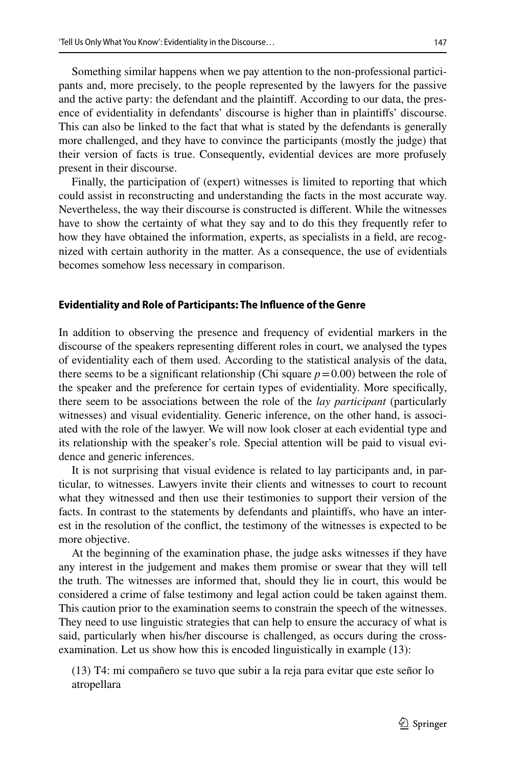Something similar happens when we pay attention to the non-professional participants and, more precisely, to the people represented by the lawyers for the passive and the active party: the defendant and the plaintiff. According to our data, the presence of evidentiality in defendants' discourse is higher than in plaintiffs' discourse. This can also be linked to the fact that what is stated by the defendants is generally more challenged, and they have to convince the participants (mostly the judge) that their version of facts is true. Consequently, evidential devices are more profusely present in their discourse.

Finally, the participation of (expert) witnesses is limited to reporting that which could assist in reconstructing and understanding the facts in the most accurate way. Nevertheless, the way their discourse is constructed is different. While the witnesses have to show the certainty of what they say and to do this they frequently refer to how they have obtained the information, experts, as specialists in a field, are recognized with certain authority in the matter. As a consequence, the use of evidentials becomes somehow less necessary in comparison.

#### Evidentiality and Role of Participants: The Influence of the Genre

In addition to observing the presence and frequency of evidential markers in the discourse of the speakers representing different roles in court, we analysed the types of evidentiality each of them used. According to the statistical analysis of the data, there seems to be a significant relationship (Chi square $p=0.00$) between the role of the speaker and the preference for certain types of evidentiality. More specifically, there seem to be associations between the role of the *lay participant* (particularly witnesses) and visual evidentiality. Generic inference, on the other hand, is associated with the role of the lawyer. We will now look closer at each evidential type and its relationship with the speaker's role. Special attention will be paid to visual evidence and generic inferences.

It is not surprising that visual evidence is related to lay participants and, in particular, to witnesses. Lawyers invite their clients and witnesses to court to recount what they witnessed and then use their testimonies to support their version of the facts. In contrast to the statements by defendants and plaintiffs, who have an interest in the resolution of the conflict, the testimony of the witnesses is expected to be more objective.

At the beginning of the examination phase, the judge asks witnesses if they have any interest in the judgement and makes them promise or swear that they will tell the truth. The witnesses are informed that, should they lie in court, this would be considered a crime of false testimony and legal action could be taken against them. This caution prior to the examination seems to constrain the speech of the witnesses. They need to use linguistic strategies that can help to ensure the accuracy of what is said, particularly when his/her discourse is challenged, as occurs during the cross-examination. Let us show how this is encoded linguistically in example (13):

(13) T4: mi compañero se tuvo que subir a la reja para evitar que este señor lo atropellara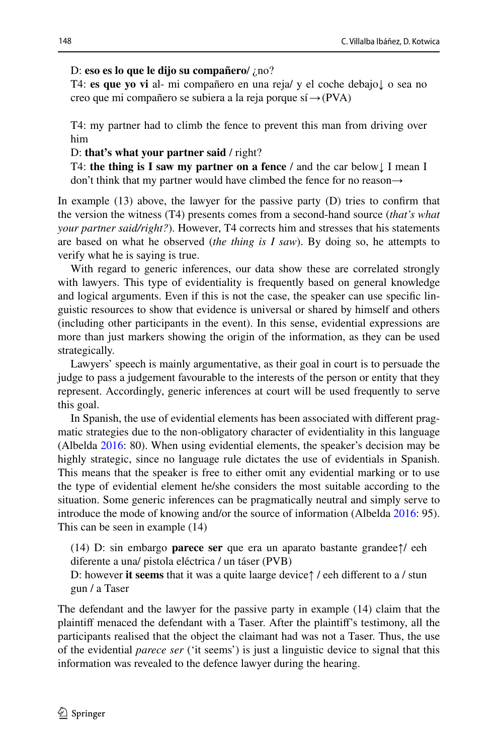D: **eso es lo que le dijo su compañero/** ¿no?
T4: **es que yo vi** al- mi compañero en una reja/ y el coche debajo↓ o sea no creo que mi compañero se subiera a la reja porque sí→(PVA)

T4: my partner had to climb the fence to prevent this man from driving over him
D: **that's what your partner said** / right?
T4: **the thing is I saw my partner on a fence** / and the car below↓ I mean I don't think that my partner would have climbed the fence for no reason→

In example (13) above, the lawyer for the passive party (D) tries to confirm that the version the witness (T4) presents comes from a second-hand source (*that's what your partner said/right?*). However, T4 corrects him and stresses that his statements are based on what he observed (*the thing is I saw*). By doing so, he attempts to verify what he is saying is true.

With regard to generic inferences, our data show these are correlated strongly with lawyers. This type of evidentiality is frequently based on general knowledge and logical arguments. Even if this is not the case, the speaker can use specific linguistic resources to show that evidence is universal or shared by himself and others (including other participants in the event). In this sense, evidential expressions are more than just markers showing the origin of the information, as they can be used strategically.

Lawyers' speech is mainly argumentative, as their goal in court is to persuade the judge to pass a judgement favourable to the interests of the person or entity that they represent. Accordingly, generic inferences at court will be used frequently to serve this goal.

In Spanish, the use of evidential elements has been associated with different pragmatic strategies due to the non-obligatory character of evidentiality in this language (Albelda 2016: 80). When using evidential elements, the speaker's decision may be highly strategic, since no language rule dictates the use of evidentials in Spanish. This means that the speaker is free to either omit any evidential marking or to use the type of evidential element he/she considers the most suitable according to the situation. Some generic inferences can be pragmatically neutral and simply serve to introduce the mode of knowing and/or the source of information (Albelda 2016: 95). This can be seen in example (14)

(14) D: sin embargo **parece ser** que era un aparato bastante grandee↑/ eeh diferente a una/ pistola eléctrica / un táser (PVB)
D: however **it seems** that it was a quite laarge device↑ / eeh different to a / stun gun / a Taser

The defendant and the lawyer for the passive party in example (14) claim that the plaintiff menaced the defendant with a Taser. After the plaintiff's testimony, all the participants realised that the object the claimant had was not a Taser. Thus, the use of the evidential *parece ser* ('it seems') is just a linguistic device to signal that this information was revealed to the defence lawyer during the hearing.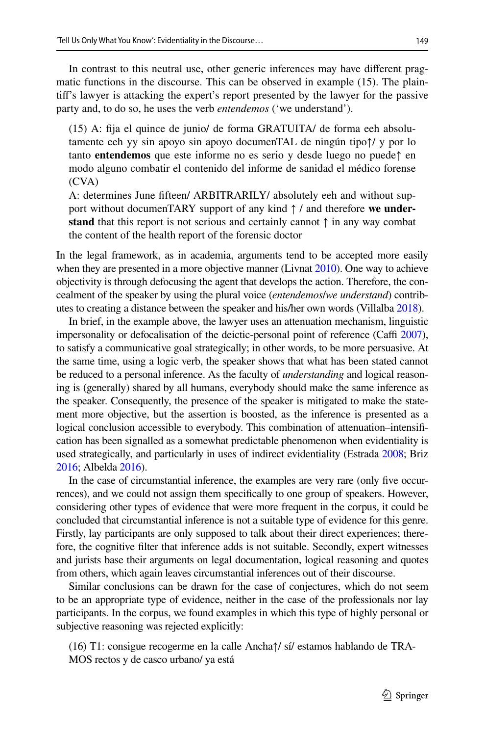In contrast to this neutral use, other generic inferences may have different pragmatic functions in the discourse. This can be observed in example (15). The plaintiff's lawyer is attacking the expert's report presented by the lawyer for the passive party and, to do so, he uses the verb *entendemos* ('we understand').

> (15) A: fija el quince de junio/ de forma GRATUITA/ de forma eeh absolutamente eeh yy sin apoyo sin apoyo documenTAL de ningún tipo↑/ y por lo tanto **entendemos** que este informe no es serio y desde luego no puede↑ en modo alguno combatir el contenido del informe de sanidad el médico forense (CVA)
>
> A: determines June fifteen/ ARBITRARILY/ absolutely eeh and without support without documenTARY support of any kind ↑ / and therefore **we understand** that this report is not serious and certainly cannot ↑ in any way combat the content of the health report of the forensic doctor

In the legal framework, as in academia, arguments tend to be accepted more easily when they are presented in a more objective manner (Livnat 2010). One way to achieve objectivity is through defocusing the agent that develops the action. Therefore, the concealment of the speaker by using the plural voice (*entendemos*/*we understand*) contributes to creating a distance between the speaker and his/her own words (Villalba 2018).

In brief, in the example above, the lawyer uses an attenuation mechanism, linguistic impersonality or defocalisation of the deictic-personal point of reference (Caffi 2007), to satisfy a communicative goal strategically; in other words, to be more persuasive. At the same time, using a logic verb, the speaker shows that what has been stated cannot be reduced to a personal inference. As the faculty of *understanding* and logical reasoning is (generally) shared by all humans, everybody should make the same inference as the speaker. Consequently, the presence of the speaker is mitigated to make the statement more objective, but the assertion is boosted, as the inference is presented as a logical conclusion accessible to everybody. This combination of attenuation–intensification has been signalled as a somewhat predictable phenomenon when evidentiality is used strategically, and particularly in uses of indirect evidentiality (Estrada 2008; Briz 2016; Albelda 2016).

In the case of circumstantial inference, the examples are very rare (only five occurrences), and we could not assign them specifically to one group of speakers. However, considering other types of evidence that were more frequent in the corpus, it could be concluded that circumstantial inference is not a suitable type of evidence for this genre. Firstly, lay participants are only supposed to talk about their direct experiences; therefore, the cognitive filter that inference adds is not suitable. Secondly, expert witnesses and jurists base their arguments on legal documentation, logical reasoning and quotes from others, which again leaves circumstantial inferences out of their discourse.

Similar conclusions can be drawn for the case of conjectures, which do not seem to be an appropriate type of evidence, neither in the case of the professionals nor lay participants. In the corpus, we found examples in which this type of highly personal or subjective reasoning was rejected explicitly:

> (16) T1: consigue recogerme en la calle Ancha↑/ sí/ estamos hablando de TRAMOS rectos y de casco urbano/ ya está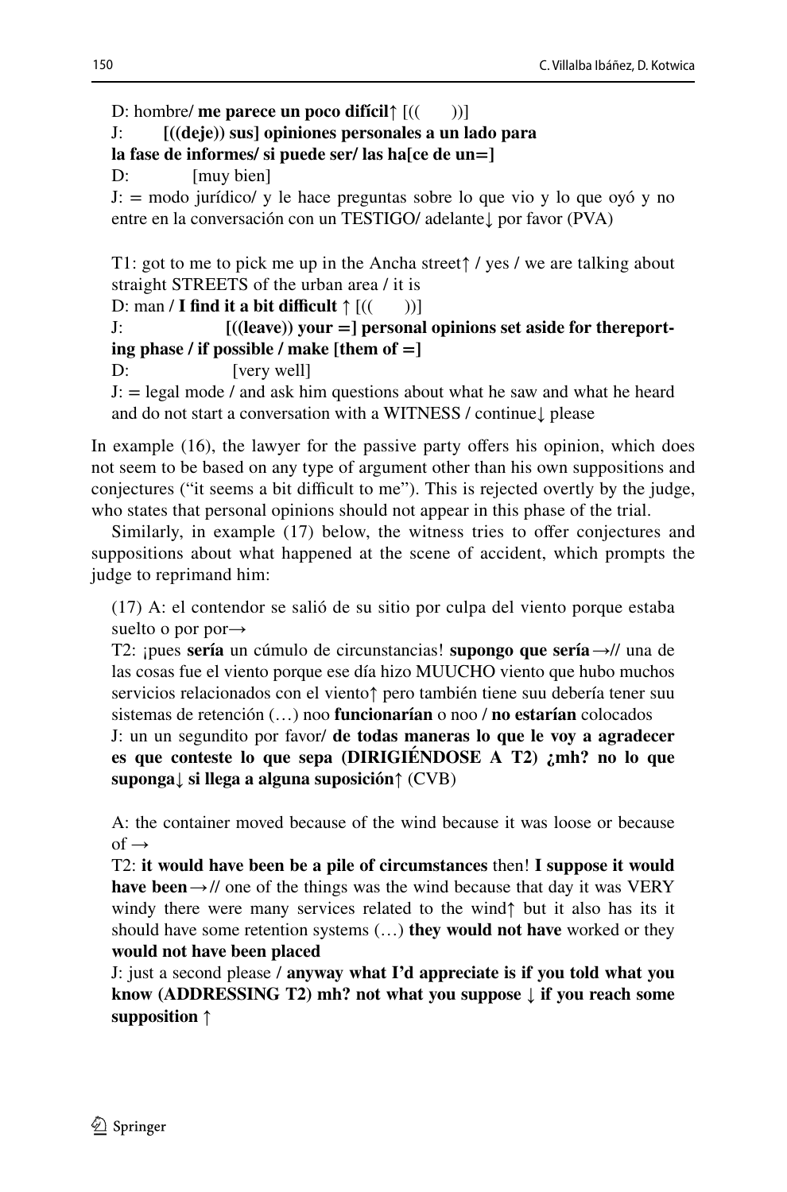D: hombre/ **me parece un poco difícil**↑ [((      ))]
J:       **[((deje)) sus] opiniones personales a un lado para la fase de informes/ si puede ser/ las ha[ce de un=]**
D:          [muy bien]
J: = modo jurídico/ y le hace preguntas sobre lo que vio y lo que oyó y no entre en la conversación con un TESTIGO/ adelante↓ por favor (PVA)

T1: got to me to pick me up in the Ancha street↑ / yes / we are talking about straight STREETS of the urban area / it is
D: man / **I find it a bit difficult** ↑ [((      ))]
J:              **[((leave)) your =] personal opinions set aside for thereporting phase / if possible / make [them of =]**
D:             [very well]
J: = legal mode / and ask him questions about what he saw and what he heard and do not start a conversation with a WITNESS / continue↓ please

In example (16), the lawyer for the passive party offers his opinion, which does not seem to be based on any type of argument other than his own suppositions and conjectures ("it seems a bit difficult to me"). This is rejected overtly by the judge, who states that personal opinions should not appear in this phase of the trial.

Similarly, in example (17) below, the witness tries to offer conjectures and suppositions about what happened at the scene of accident, which prompts the judge to reprimand him:

(17) A: el contendor se salió de su sitio por culpa del viento porque estaba suelto o por por→
T2: ¡pues **sería** un cúmulo de circunstancias! **supongo que sería**→// una de las cosas fue el viento porque ese día hizo MUUCHO viento que hubo muchos servicios relacionados con el viento↑ pero también tiene suu debería tener suu sistemas de retención (…) noo **funcionarían** o noo / **no estarían** colocados
J: un un segundito por favor/ **de todas maneras lo que le voy a agradecer es que conteste lo que sepa (DIRIGIÉNDOSE A T2) ¿mh? no lo que suponga↓ si llega a alguna suposición↑** (CVB)

A: the container moved because of the wind because it was loose or because of →
T2: **it would have been be a pile of circumstances** then! **I suppose it would have been**→// one of the things was the wind because that day it was VERY windy there were many services related to the wind↑ but it also has its it should have some retention systems (…) **they would not have** worked or they **would not have been placed**
J: just a second please / **anyway what I'd appreciate is if you told what you know (ADDRESSING T2) mh? not what you suppose ↓ if you reach some supposition ↑**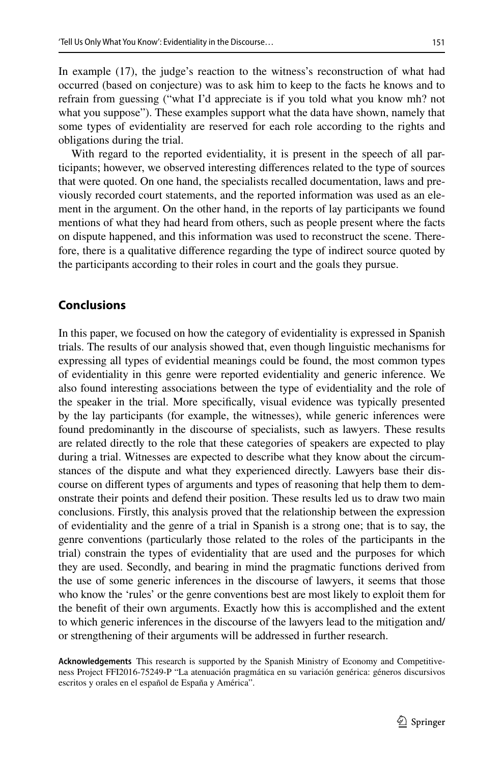In example (17), the judge's reaction to the witness's reconstruction of what had occurred (based on conjecture) was to ask him to keep to the facts he knows and to refrain from guessing ("what I'd appreciate is if you told what you know mh? not what you suppose"). These examples support what the data have shown, namely that some types of evidentiality are reserved for each role according to the rights and obligations during the trial.

With regard to the reported evidentiality, it is present in the speech of all participants; however, we observed interesting differences related to the type of sources that were quoted. On one hand, the specialists recalled documentation, laws and previously recorded court statements, and the reported information was used as an element in the argument. On the other hand, in the reports of lay participants we found mentions of what they had heard from others, such as people present where the facts on dispute happened, and this information was used to reconstruct the scene. Therefore, there is a qualitative difference regarding the type of indirect source quoted by the participants according to their roles in court and the goals they pursue.

## Conclusions

In this paper, we focused on how the category of evidentiality is expressed in Spanish trials. The results of our analysis showed that, even though linguistic mechanisms for expressing all types of evidential meanings could be found, the most common types of evidentiality in this genre were reported evidentiality and generic inference. We also found interesting associations between the type of evidentiality and the role of the speaker in the trial. More specifically, visual evidence was typically presented by the lay participants (for example, the witnesses), while generic inferences were found predominantly in the discourse of specialists, such as lawyers. These results are related directly to the role that these categories of speakers are expected to play during a trial. Witnesses are expected to describe what they know about the circumstances of the dispute and what they experienced directly. Lawyers base their discourse on different types of arguments and types of reasoning that help them to demonstrate their points and defend their position. These results led us to draw two main conclusions. Firstly, this analysis proved that the relationship between the expression of evidentiality and the genre of a trial in Spanish is a strong one; that is to say, the genre conventions (particularly those related to the roles of the participants in the trial) constrain the types of evidentiality that are used and the purposes for which they are used. Secondly, and bearing in mind the pragmatic functions derived from the use of some generic inferences in the discourse of lawyers, it seems that those who know the 'rules' or the genre conventions best are most likely to exploit them for the benefit of their own arguments. Exactly how this is accomplished and the extent to which generic inferences in the discourse of the lawyers lead to the mitigation and/or strengthening of their arguments will be addressed in further research.

**Acknowledgements** This research is supported by the Spanish Ministry of Economy and Competitiveness Project FFI2016-75249-P "La atenuación pragmática en su variación genérica: géneros discursivos escritos y orales en el español de España y América".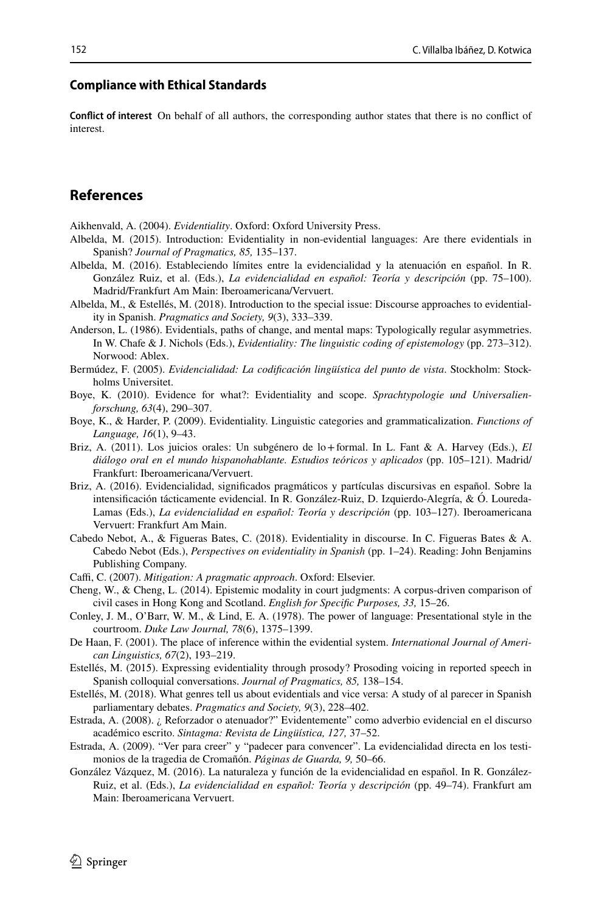## Compliance with Ethical Standards

**Conflict of interest** On behalf of all authors, the corresponding author states that there is no conflict of interest.

## References

Aikhenvald, A. (2004). *Evidentiality*. Oxford: Oxford University Press.

Albelda, M. (2015). Introduction: Evidentiality in non-evidential languages: Are there evidentials in Spanish? *Journal of Pragmatics, 85,* 135–137.

Albelda, M. (2016). Estableciendo límites entre la evidencialidad y la atenuación en español. In R. González Ruiz, et al. (Eds.), *La evidencialidad en español: Teoría y descripción* (pp. 75–100). Madrid/Frankfurt Am Main: Iberoamericana/Vervuert.

Albelda, M., & Estellés, M. (2018). Introduction to the special issue: Discourse approaches to evidentiality in Spanish. *Pragmatics and Society, 9*(3), 333–339.

Anderson, L. (1986). Evidentials, paths of change, and mental maps: Typologically regular asymmetries. In W. Chafe & J. Nichols (Eds.), *Evidentiality: The linguistic coding of epistemology* (pp. 273–312). Norwood: Ablex.

Bermúdez, F. (2005). *Evidencialidad: La codificación lingüística del punto de vista*. Stockholm: Stockholms Universitet.

Boye, K. (2010). Evidence for what?: Evidentiality and scope. *Sprachtypologie und Universalienforschung, 63*(4), 290–307.

Boye, K., & Harder, P. (2009). Evidentiality. Linguistic categories and grammaticalization. *Functions of Language, 16*(1), 9–43.

Briz, A. (2011). Los juicios orales: Un subgénero de lo + formal. In L. Fant & A. Harvey (Eds.), *El diálogo oral en el mundo hispanohablante. Estudios teóricos y aplicados* (pp. 105–121). Madrid/Frankfurt: Iberoamericana/Vervuert.

Briz, A. (2016). Evidencialidad, significados pragmáticos y partículas discursivas en español. Sobre la intensificación tácticamente evidencial. In R. González-Ruiz, D. Izquierdo-Alegría, & Ó. Loureda-Lamas (Eds.), *La evidencialidad en español: Teoría y descripción* (pp. 103–127). Iberoamericana Vervuert: Frankfurt Am Main.

Cabedo Nebot, A., & Figueras Bates, C. (2018). Evidentiality in discourse. In C. Figueras Bates & A. Cabedo Nebot (Eds.), *Perspectives on evidentiality in Spanish* (pp. 1–24). Reading: John Benjamins Publishing Company.

Caffi, C. (2007). *Mitigation: A pragmatic approach*. Oxford: Elsevier.

Cheng, W., & Cheng, L. (2014). Epistemic modality in court judgments: A corpus-driven comparison of civil cases in Hong Kong and Scotland. *English for Specific Purposes, 33,* 15–26.

Conley, J. M., O'Barr, W. M., & Lind, E. A. (1978). The power of language: Presentational style in the courtroom. *Duke Law Journal, 78*(6), 1375–1399.

De Haan, F. (2001). The place of inference within the evidential system. *International Journal of American Linguistics, 67*(2), 193–219.

Estellés, M. (2015). Expressing evidentiality through prosody? Prosoding voicing in reported speech in Spanish colloquial conversations. *Journal of Pragmatics, 85,* 138–154.

Estellés, M. (2018). What genres tell us about evidentials and vice versa: A study of al parecer in Spanish parliamentary debates. *Pragmatics and Society, 9*(3), 228–402.

Estrada, A. (2008). ¿ Reforzador o atenuador?" Evidentemente" como adverbio evidencial en el discurso académico escrito. *Sintagma: Revista de Lingüística, 127,* 37–52.

Estrada, A. (2009). "Ver para creer" y "padecer para convencer". La evidencialidad directa en los testimonios de la tragedia de Cromañón. *Páginas de Guarda, 9,* 50–66.

González Vázquez, M. (2016). La naturaleza y función de la evidencialidad en español. In R. González-Ruiz, et al. (Eds.), *La evidencialidad en español: Teoría y descripción* (pp. 49–74). Frankfurt am Main: Iberoamericana Vervuert.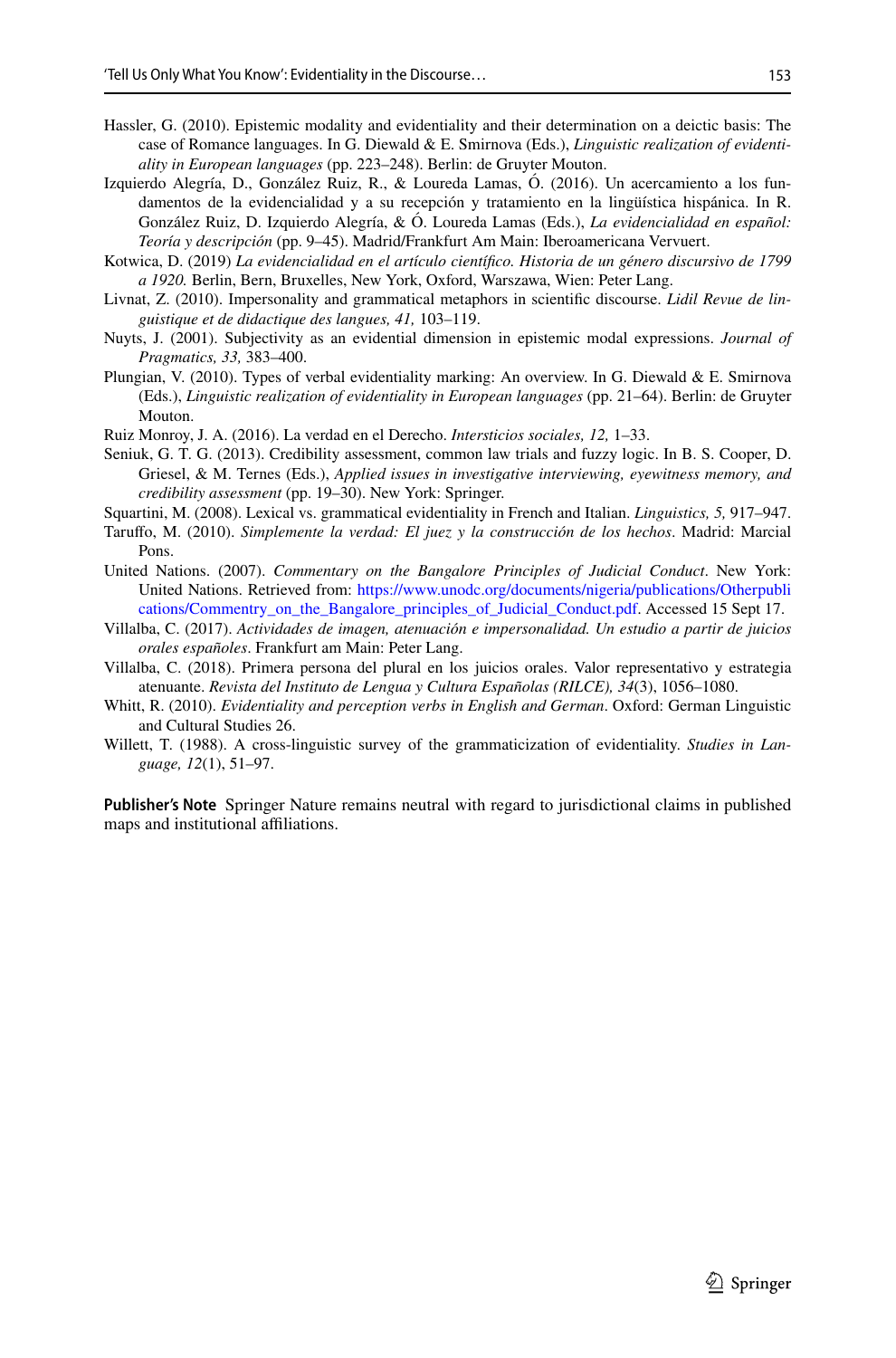Hassler, G. (2010). Epistemic modality and evidentiality and their determination on a deictic basis: The case of Romance languages. In G. Diewald & E. Smirnova (Eds.), *Linguistic realization of evidentiality in European languages* (pp. 223–248). Berlin: de Gruyter Mouton.

Izquierdo Alegría, D., González Ruiz, R., & Loureda Lamas, Ó. (2016). Un acercamiento a los fundamentos de la evidencialidad y a su recepción y tratamiento en la lingüística hispánica. In R. González Ruiz, D. Izquierdo Alegría, & Ó. Loureda Lamas (Eds.), *La evidencialidad en español: Teoría y descripción* (pp. 9–45). Madrid/Frankfurt Am Main: Iberoamericana Vervuert.

Kotwica, D. (2019) *La evidencialidad en el artículo científico. Historia de un género discursivo de 1799 a 1920.* Berlin, Bern, Bruxelles, New York, Oxford, Warszawa, Wien: Peter Lang.

Livnat, Z. (2010). Impersonality and grammatical metaphors in scientific discourse. *Lidil Revue de linguistique et de didactique des langues, 41,* 103–119.

Nuyts, J. (2001). Subjectivity as an evidential dimension in epistemic modal expressions. *Journal of Pragmatics, 33,* 383–400.

Plungian, V. (2010). Types of verbal evidentiality marking: An overview. In G. Diewald & E. Smirnova (Eds.), *Linguistic realization of evidentiality in European languages* (pp. 21–64). Berlin: de Gruyter Mouton.

Ruiz Monroy, J. A. (2016). La verdad en el Derecho. *Intersticios sociales, 12,* 1–33.

Seniuk, G. T. G. (2013). Credibility assessment, common law trials and fuzzy logic. In B. S. Cooper, D. Griesel, & M. Ternes (Eds.), *Applied issues in investigative interviewing, eyewitness memory, and credibility assessment* (pp. 19–30). New York: Springer.

Squartini, M. (2008). Lexical vs. grammatical evidentiality in French and Italian. *Linguistics, 5,* 917–947.

Taruffo, M. (2010). *Simplemente la verdad: El juez y la construcción de los hechos*. Madrid: Marcial Pons.

United Nations. (2007). *Commentary on the Bangalore Principles of Judicial Conduct*. New York: United Nations. Retrieved from: https://www.unodc.org/documents/nigeria/publications/Otherpublications/Commentry_on_the_Bangalore_principles_of_Judicial_Conduct.pdf. Accessed 15 Sept 17.

Villalba, C. (2017). *Actividades de imagen, atenuación e impersonalidad. Un estudio a partir de juicios orales españoles*. Frankfurt am Main: Peter Lang.

Villalba, C. (2018). Primera persona del plural en los juicios orales. Valor representativo y estrategia atenuante. *Revista del Instituto de Lengua y Cultura Españolas (RILCE), 34*(3), 1056–1080.

Whitt, R. (2010). *Evidentiality and perception verbs in English and German*. Oxford: German Linguistic and Cultural Studies 26.

Willett, T. (1988). A cross-linguistic survey of the grammaticization of evidentiality. *Studies in Language, 12*(1), 51–97.

**Publisher's Note** Springer Nature remains neutral with regard to jurisdictional claims in published maps and institutional affiliations.